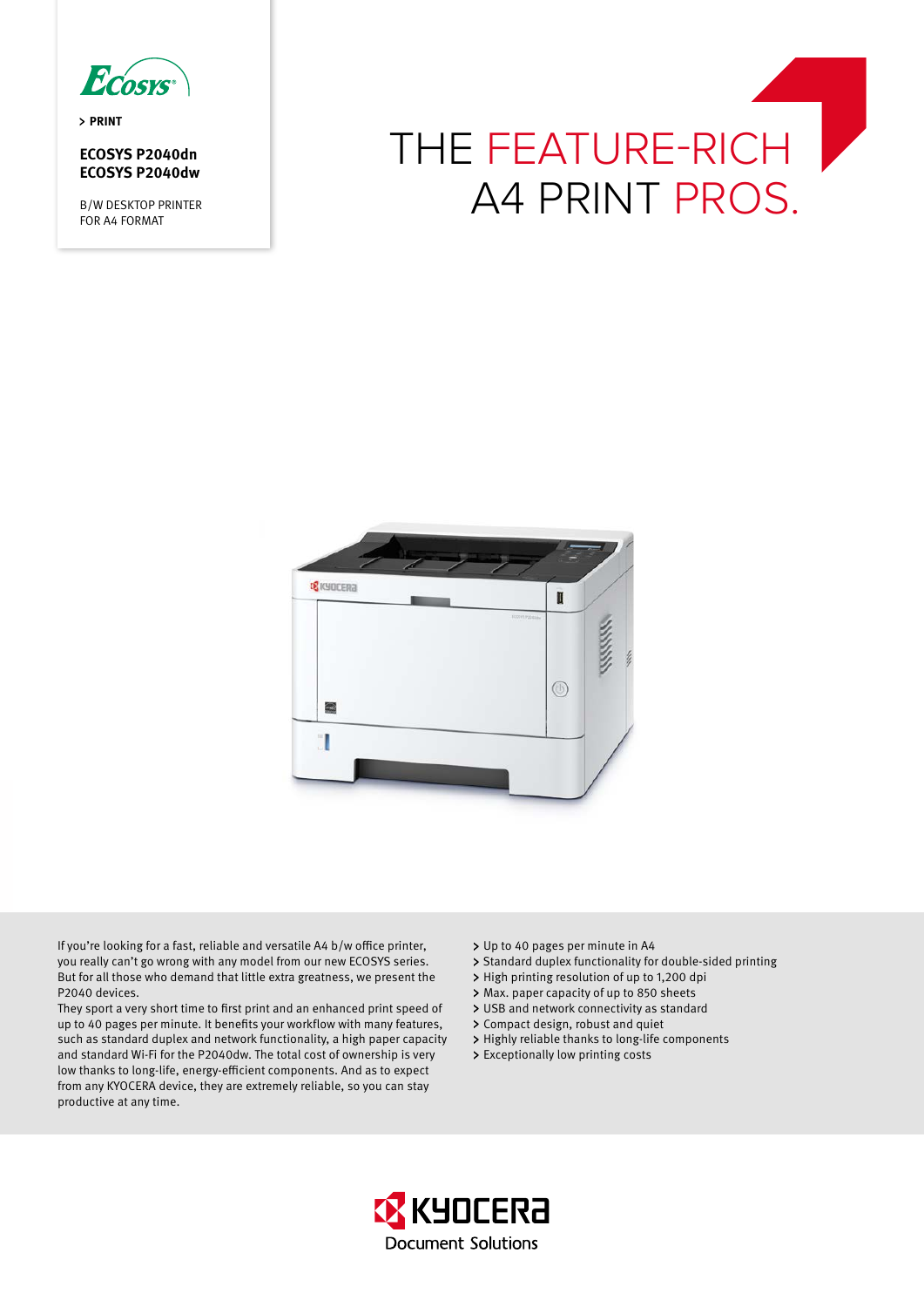ECOSYS

> PRINT

**ECOSYS P2040dn**
**ECOSYS P2040dw**

B/W DESKTOP PRINTER
FOR A4 FORMAT

# THE FEATURE-RICH A4 PRINT PROS.

If you're looking for a fast, reliable and versatile A4 b/w office printer, you really can't go wrong with any model from our new ECOSYS series. But for all those who demand that little extra greatness, we present the P2040 devices.
They sport a very short time to first print and an enhanced print speed of up to 40 pages per minute. It benefits your workflow with many features, such as standard duplex and network functionality, a high paper capacity and standard Wi-Fi for the P2040dw. The total cost of ownership is very low thanks to long-life, energy-efficient components. And as to expect from any KYOCERA device, they are extremely reliable, so you can stay productive at any time.

- Up to 40 pages per minute in A4
- Standard duplex functionality for double-sided printing
- High printing resolution of up to 1,200 dpi
- Max. paper capacity of up to 850 sheets
- USB and network connectivity as standard
- Compact design, robust and quiet
- Highly reliable thanks to long-life components
- Exceptionally low printing costs

KYOCERA Document Solutions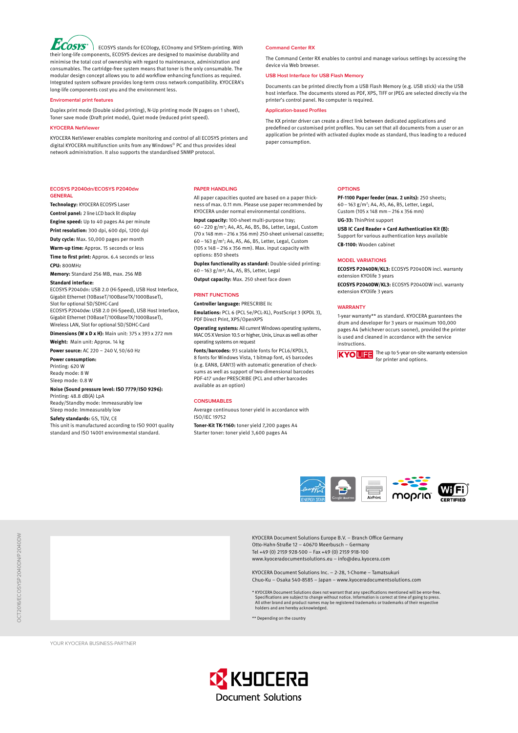ECOSYS stands for ECOlogy, ECOnomy and SYStem-printing. With their long-life components, ECOSYS devices are designed to maximise durability and minimise the total cost of ownership with regard to maintenance, administration and consumables. The cartridge-free system means that toner is the only consumable. The modular design concept allows you to add workflow enhancing functions as required. Integrated system software provides long-term cross network compatibility. KYOCERA's long-life components cost you and the environment less.

### Enviromental print features

Duplex print mode (Double sided printing), N-Up printing mode (N pages on 1 sheet), Toner save mode (Draft print mode), Quiet mode (reduced print speed).

### KYOCERA NetViewer

KYOCERA NetViewer enables complete monitoring and control of all ECOSYS printers and digital KYOCERA multifunction units from any Windows© PC and thus provides ideal network administration. It also supports the standardised SNMP protocol.

### Command Center RX

The Command Center RX enables to control and manage various settings by accessing the device via Web browser.

### USB Host Interface for USB Flash Memory

Documents can be printed directly from a USB Flash Memory (e.g. USB stick) via the USB host interface. The documents stored as PDF, XPS, TIFF or JPEG are selected directly via the printer's control panel. No computer is required.

### Application-based Profiles

The KX printer driver can create a direct link between dedicated applications and predefined or customised print profiles. You can set that all documents from a user or an application be printed with activated duplex mode as standard, thus leading to a reduced paper consumption.

## ECOSYS P2040dn/ECOSYS P2040dw

### GENERAL

**Technology:** KYOCERA ECOSYS Laser

**Control panel:** 2 line LCD back lit display

**Engine speed:** Up to 40 pages A4 per minute

**Print resolution:** 300 dpi, 600 dpi, 1200 dpi

**Duty cycle:** Max. 50,000 pages per month

**Warm-up time:** Approx. 15 seconds or less

**Time to first print:** Approx. 6.4 seconds or less

**CPU:** 800MHz

**Memory:** Standard 256 MB, max. 256 MB

**Standard interface:**
ECOSYS P2040dn: USB 2.0 (Hi-Speed), USB Host Interface, Gigabit Ethernet (10BaseT/100BaseTX/1000BaseT), Slot for optional SD/SDHC-Card
ECOSYS P2040dw: USB 2.0 (Hi-Speed), USB Host Interface, Gigabit Ethernet (10BaseT/100BaseTX/1000BaseT), Wireless LAN, Slot for optional SD/SDHC-Card

**Dimensions (W x D x H):** Main unit: 375 x 393 x 272 mm

**Weight:** Main unit: Approx. 14 kg

**Power source:** AC 220 ~ 240 V, 50/60 Hz

**Power consumption:**
Printing: 620 W
Ready mode: 8 W
Sleep mode: 0.8 W

**Noise (Sound pressure level: ISO 7779/ISO 9296):**
Printing: 48.8 dB(A) LpA
Ready/Standby mode: Immeasurably low
Sleep mode: Immeasurably low

**Safety standards:** GS, TÜV, CE
This unit is manufactured according to ISO 9001 quality standard and ISO 14001 environmental standard.

### PAPER HANDLING

All paper capacities quoted are based on a paper thickness of max. 0.11 mm. Please use paper recommended by KYOCERA under normal environmental conditions.

**Input capacity:** 100-sheet multi-purpose tray; 60 – 220 g/m²; A4, A5, A6, B5, B6, Letter, Legal, Custom (70 x 148 mm – 216 x 356 mm) 250-sheet universal cassette; 60 – 163 g/m²; A4, A5, A6, B5, Letter, Legal, Custom (105 x 148 – 216 x 356 mm). Max. input capacity with options: 850 sheets

**Duplex functionality as standard:** Double-sided printing: 60 – 163 g/m²; A4, A5, B5, Letter, Legal

**Output capacity:** Max. 250 sheet face down

### PRINT FUNCTIONS

**Controller language:** PRESCRIBE IIc

**Emulations:** PCL 6 (PCL 5e/PCL-XL), PostScript 3 (KPDL 3), PDF Direct Print, XPS/OpenXPS

**Operating systems:** All current Windows operating systems, MAC OS X Version 10.5 or higher, Unix, Linux as well as other operating systems on request

**Fonts/barcodes:** 93 scalable fonts for PCL6/KPDL3, 8 fonts for Windows Vista, 1 bitmap font, 45 barcodes (e.g. EAN8, EAN13) with automatic generation of checksums as well as support of two-dimensional barcodes PDF-417 under PRESCRIBE (PCL and other barcodes available as an option)

### CONSUMABLES

Average continuous toner yield in accordance with ISO/IEC 19752

**Toner-Kit TK-1160:** toner yield 7,200 pages A4
Starter toner: toner yield 3,600 pages A4

### OPTIONS

**PF-1100 Paper feeder (max. 2 units):** 250 sheets; 60 – 163 g/m²; A4, A5, A6, B5, Letter, Legal, Custom (105 x 148 mm – 216 x 356 mm)

**UG-33:** ThinPrint support

**USB IC Card Reader + Card Authentication Kit (B):** Support for various authentication keys available

**CB-1100:** Wooden cabinet

### MODEL VARIATIONS

**ECOSYS P2040DN/KL3:** ECOSYS P2040DN incl. warranty extension KYOlife 3 years

**ECOSYS P2040DW/KL3:** ECOSYS P2040DW incl. warranty extension KYOlife 3 years

### WARRANTY

1-year warranty** as standard. KYOCERA guarantees the drum and developer for 3 years or maximum 100,000 pages A4 (whichever occurs sooner), provided the printer is used and cleaned in accordance with the service instructions.

KYOLIFE The up to 5-year on-site warranty extension for printer and options.

KYOCERA Document Solutions Europe B.V. – Branch Office Germany
Otto-Hahn-Straße 12 – 40670 Meerbusch – Germany
Tel +49 (0) 2159 928-500 – Fax +49 (0) 2159 918-100
www.kyoceradocumentsolutions.eu – info@deu.kyocera.com

KYOCERA Document Solutions Inc. – 2-28, 1-Chome – Tamatsukuri
Chuo-Ku – Osaka 540-8585 – Japan – www.kyoceradocumentsolutions.com

* KYOCERA Document Solutions does not warrant that any specifications mentioned will be error-free. Specifications are subject to change without notice. Information is correct at time of going to press. All other brand and product names may be registered trademarks or trademarks of their respective holders and are hereby acknowledged.

** Depending on the country

OCT2016/ECOSYSP2040DN/P2040DW

YOUR KYOCERA BUSINESS-PARTNER

KYOCERA Document Solutions